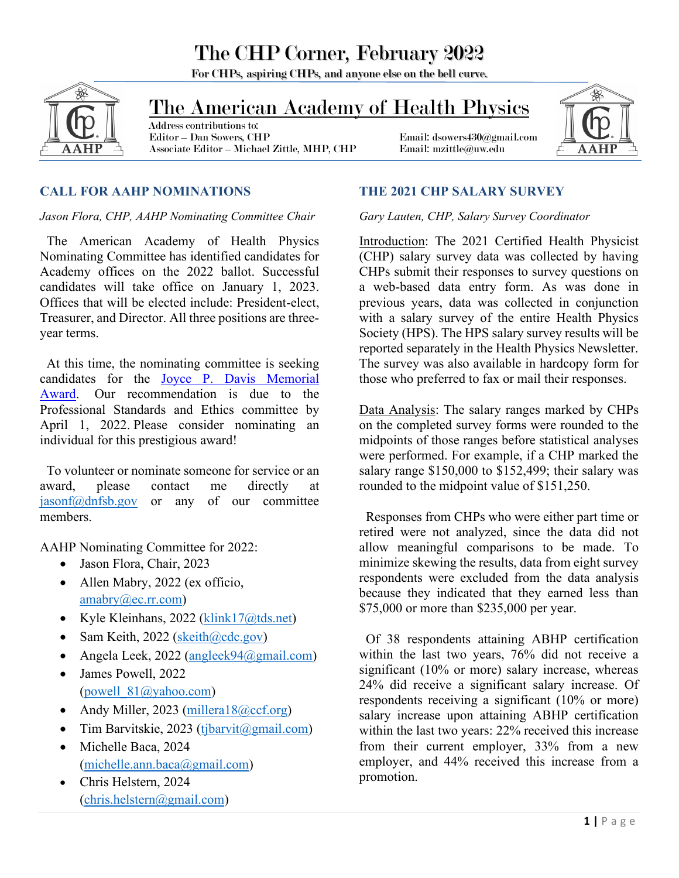# The CHP Corner, February 2022

For CHPs, aspiring CHPs, and anyone else on the bell curve.

## The American Academy of Health Physics

Address contributions to:
Editor – Dan Sowers, CHP — Email: dsowers430@gmail.com
Associate Editor – Michael Zittle, MHP, CHP — Email: mzittle@uw.edu

## CALL FOR AAHP NOMINATIONS

*Jason Flora, CHP, AAHP Nominating Committee Chair*

The American Academy of Health Physics Nominating Committee has identified candidates for Academy offices on the 2022 ballot. Successful candidates will take office on January 1, 2023. Offices that will be elected include: President-elect, Treasurer, and Director. All three positions are three-year terms.

At this time, the nominating committee is seeking candidates for the Joyce P. Davis Memorial Award. Our recommendation is due to the Professional Standards and Ethics committee by April 1, 2022. Please consider nominating an individual for this prestigious award!

To volunteer or nominate someone for service or an award, please contact me directly at jasonf@dnfsb.gov or any of our committee members.

AAHP Nominating Committee for 2022:

- Jason Flora, Chair, 2023
- Allen Mabry, 2022 (ex officio, amabry@ec.rr.com)
- Kyle Kleinhans, 2022 (klink17@tds.net)
- Sam Keith, 2022 (skeith@cdc.gov)
- Angela Leek, 2022 (angleek94@gmail.com)
- James Powell, 2022 (powell_81@yahoo.com)
- Andy Miller, 2023 (millera18@ccf.org)
- Tim Barvitskie, 2023 (tjbarvit@gmail.com)
- Michelle Baca, 2024 (michelle.ann.baca@gmail.com)
- Chris Helstern, 2024 (chris.helstern@gmail.com)

## THE 2021 CHP SALARY SURVEY

*Gary Lauten, CHP, Salary Survey Coordinator*

Introduction: The 2021 Certified Health Physicist (CHP) salary survey data was collected by having CHPs submit their responses to survey questions on a web-based data entry form. As was done in previous years, data was collected in conjunction with a salary survey of the entire Health Physics Society (HPS). The HPS salary survey results will be reported separately in the Health Physics Newsletter. The survey was also available in hardcopy form for those who preferred to fax or mail their responses.

Data Analysis: The salary ranges marked by CHPs on the completed survey forms were rounded to the midpoints of those ranges before statistical analyses were performed. For example, if a CHP marked the salary range $150,000 to $152,499; their salary was rounded to the midpoint value of $151,250.

Responses from CHPs who were either part time or retired were not analyzed, since the data did not allow meaningful comparisons to be made. To minimize skewing the results, data from eight survey respondents were excluded from the data analysis because they indicated that they earned less than $75,000 or more than $235,000 per year.

Of 38 respondents attaining ABHP certification within the last two years, 76% did not receive a significant (10% or more) salary increase, whereas 24% did receive a significant salary increase. Of respondents receiving a significant (10% or more) salary increase upon attaining ABHP certification within the last two years: 22% received this increase from their current employer, 33% from a new employer, and 44% received this increase from a promotion.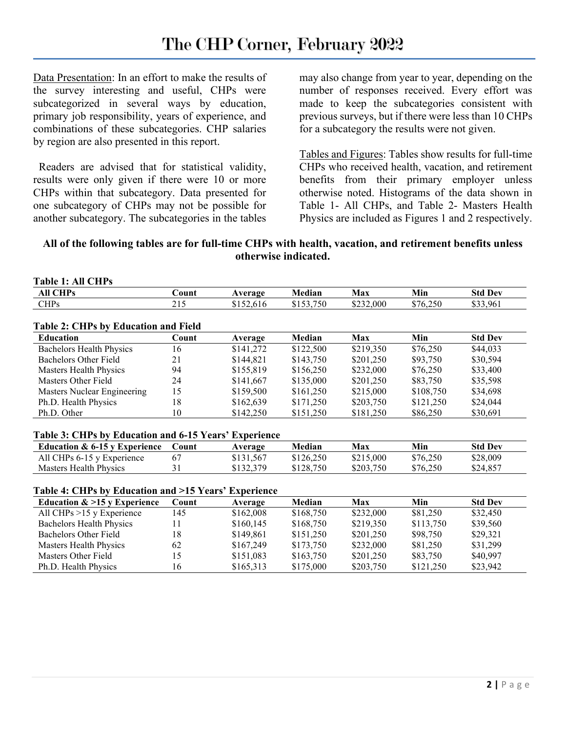Data Presentation: In an effort to make the results of the survey interesting and useful, CHPs were subcategorized in several ways by education, primary job responsibility, years of experience, and combinations of these subcategories. CHP salaries by region are also presented in this report.

Readers are advised that for statistical validity, results were only given if there were 10 or more CHPs within that subcategory. Data presented for one subcategory of CHPs may not be possible for another subcategory. The subcategories in the tables may also change from year to year, depending on the number of responses received. Every effort was made to keep the subcategories consistent with previous surveys, but if there were less than 10 CHPs for a subcategory the results were not given.

Tables and Figures: Tables show results for full-time CHPs who received health, vacation, and retirement benefits from their primary employer unless otherwise noted. Histograms of the data shown in Table 1- All CHPs, and Table 2- Masters Health Physics are included as Figures 1 and 2 respectively.

**All of the following tables are for full-time CHPs with health, vacation, and retirement benefits unless otherwise indicated.**

**Table 1: All CHPs**

| All CHPs | Count | Average | Median | Max | Min | Std Dev |
|---|---|---|---|---|---|---|
| CHPs | 215 | $152,616 | $153,750 | $232,000 | $76,250 | $33,961 |

**Table 2: CHPs by Education and Field**

| Education | Count | Average | Median | Max | Min | Std Dev |
|---|---|---|---|---|---|---|
| Bachelors Health Physics | 16 | $141,272 | $122,500 | $219,350 | $76,250 | $44,033 |
| Bachelors Other Field | 21 | $144,821 | $143,750 | $201,250 | $93,750 | $30,594 |
| Masters Health Physics | 94 | $155,819 | $156,250 | $232,000 | $76,250 | $33,400 |
| Masters Other Field | 24 | $141,667 | $135,000 | $201,250 | $83,750 | $35,598 |
| Masters Nuclear Engineering | 15 | $159,500 | $161,250 | $215,000 | $108,750 | $34,698 |
| Ph.D. Health Physics | 18 | $162,639 | $171,250 | $203,750 | $121,250 | $24,044 |
| Ph.D. Other | 10 | $142,250 | $151,250 | $181,250 | $86,250 | $30,691 |

**Table 3: CHPs by Education and 6-15 Years' Experience**

| Education & 6-15 y Experience | Count | Average | Median | Max | Min | Std Dev |
|---|---|---|---|---|---|---|
| All CHPs 6-15 y Experience | 67 | $131,567 | $126,250 | $215,000 | $76,250 | $28,009 |
| Masters Health Physics | 31 | $132,379 | $128,750 | $203,750 | $76,250 | $24,857 |

**Table 4: CHPs by Education and >15 Years' Experience**

| Education & >15 y Experience | Count | Average | Median | Max | Min | Std Dev |
|---|---|---|---|---|---|---|
| All CHPs >15 y Experience | 145 | $162,008 | $168,750 | $232,000 | $81,250 | $32,450 |
| Bachelors Health Physics | 11 | $160,145 | $168,750 | $219,350 | $113,750 | $39,560 |
| Bachelors Other Field | 18 | $149,861 | $151,250 | $201,250 | $98,750 | $29,321 |
| Masters Health Physics | 62 | $167,249 | $173,750 | $232,000 | $81,250 | $31,299 |
| Masters Other Field | 15 | $151,083 | $163,750 | $201,250 | $83,750 | $40,997 |
| Ph.D. Health Physics | 16 | $165,313 | $175,000 | $203,750 | $121,250 | $23,942 |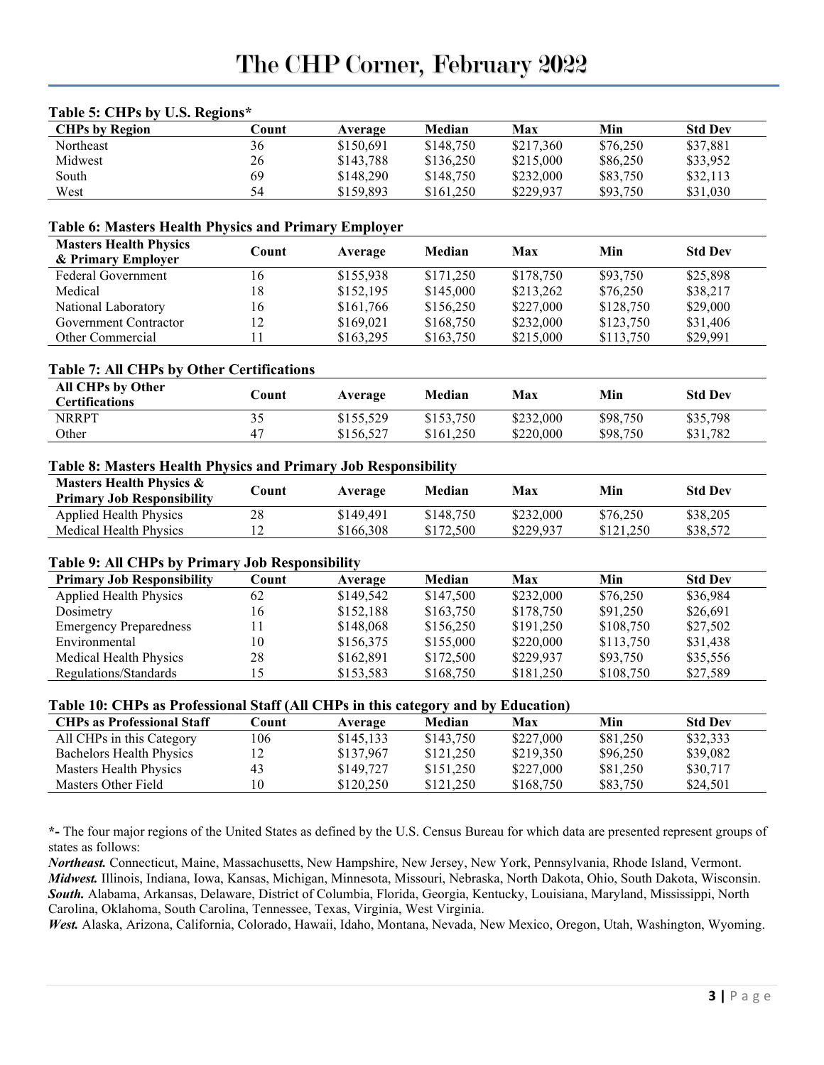**Table 5: CHPs by U.S. Regions***

| CHPs by Region | Count | Average | Median | Max | Min | Std Dev |
|---|---|---|---|---|---|---|
| Northeast | 36 | $150,691 | $148,750 | $217,360 | $76,250 | $37,881 |
| Midwest | 26 | $143,788 | $136,250 | $215,000 | $86,250 | $33,952 |
| South | 69 | $148,290 | $148,750 | $232,000 | $83,750 | $32,113 |
| West | 54 | $159,893 | $161,250 | $229,937 | $93,750 | $31,030 |

**Table 6: Masters Health Physics and Primary Employer**

| Masters Health Physics & Primary Employer | Count | Average | Median | Max | Min | Std Dev |
|---|---|---|---|---|---|---|
| Federal Government | 16 | $155,938 | $171,250 | $178,750 | $93,750 | $25,898 |
| Medical | 18 | $152,195 | $145,000 | $213,262 | $76,250 | $38,217 |
| National Laboratory | 16 | $161,766 | $156,250 | $227,000 | $128,750 | $29,000 |
| Government Contractor | 12 | $169,021 | $168,750 | $232,000 | $123,750 | $31,406 |
| Other Commercial | 11 | $163,295 | $163,750 | $215,000 | $113,750 | $29,991 |

**Table 7: All CHPs by Other Certifications**

| All CHPs by Other Certifications | Count | Average | Median | Max | Min | Std Dev |
|---|---|---|---|---|---|---|
| NRRPT | 35 | $155,529 | $153,750 | $232,000 | $98,750 | $35,798 |
| Other | 47 | $156,527 | $161,250 | $220,000 | $98,750 | $31,782 |

**Table 8: Masters Health Physics and Primary Job Responsibility**

| Masters Health Physics & Primary Job Responsibility | Count | Average | Median | Max | Min | Std Dev |
|---|---|---|---|---|---|---|
| Applied Health Physics | 28 | $149,491 | $148,750 | $232,000 | $76,250 | $38,205 |
| Medical Health Physics | 12 | $166,308 | $172,500 | $229,937 | $121,250 | $38,572 |

**Table 9: All CHPs by Primary Job Responsibility**

| Primary Job Responsibility | Count | Average | Median | Max | Min | Std Dev |
|---|---|---|---|---|---|---|
| Applied Health Physics | 62 | $149,542 | $147,500 | $232,000 | $76,250 | $36,984 |
| Dosimetry | 16 | $152,188 | $163,750 | $178,750 | $91,250 | $26,691 |
| Emergency Preparedness | 11 | $148,068 | $156,250 | $191,250 | $108,750 | $27,502 |
| Environmental | 10 | $156,375 | $155,000 | $220,000 | $113,750 | $31,438 |
| Medical Health Physics | 28 | $162,891 | $172,500 | $229,937 | $93,750 | $35,556 |
| Regulations/Standards | 15 | $153,583 | $168,750 | $181,250 | $108,750 | $27,589 |

**Table 10: CHPs as Professional Staff (All CHPs in this category and by Education)**

| CHPs as Professional Staff | Count | Average | Median | Max | Min | Std Dev |
|---|---|---|---|---|---|---|
| All CHPs in this Category | 106 | $145,133 | $143,750 | $227,000 | $81,250 | $32,333 |
| Bachelors Health Physics | 12 | $137,967 | $121,250 | $219,350 | $96,250 | $39,082 |
| Masters Health Physics | 43 | $149,727 | $151,250 | $227,000 | $81,250 | $30,717 |
| Masters Other Field | 10 | $120,250 | $121,250 | $168,750 | $83,750 | $24,501 |

*- The four major regions of the United States as defined by the U.S. Census Bureau for which data are presented represent groups of states as follows:

***Northeast.*** Connecticut, Maine, Massachusetts, New Hampshire, New Jersey, New York, Pennsylvania, Rhode Island, Vermont.
***Midwest.*** Illinois, Indiana, Iowa, Kansas, Michigan, Minnesota, Missouri, Nebraska, North Dakota, Ohio, South Dakota, Wisconsin.
***South.*** Alabama, Arkansas, Delaware, District of Columbia, Florida, Georgia, Kentucky, Louisiana, Maryland, Mississippi, North Carolina, Oklahoma, South Carolina, Tennessee, Texas, Virginia, West Virginia.
***West.*** Alaska, Arizona, California, Colorado, Hawaii, Idaho, Montana, Nevada, New Mexico, Oregon, Utah, Washington, Wyoming.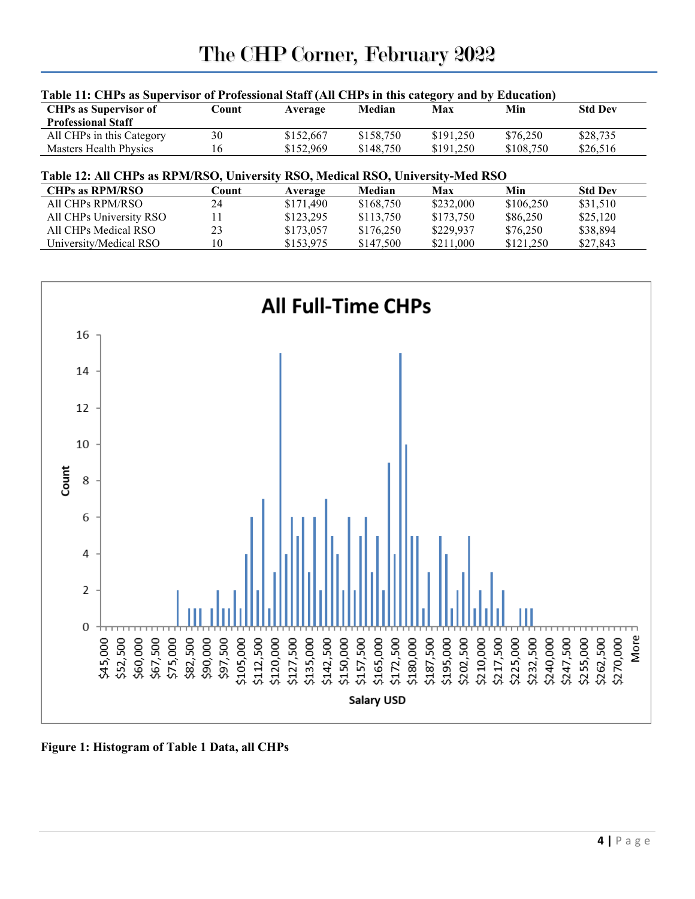**Table 11: CHPs as Supervisor of Professional Staff (All CHPs in this category and by Education)**

| CHPs as Supervisor of Professional Staff | Count | Average | Median | Max | Min | Std Dev |
|---|---|---|---|---|---|---|
| All CHPs in this Category | 30 | $152,667 | $158,750 | $191,250 | $76,250 | $28,735 |
| Masters Health Physics | 16 | $152,969 | $148,750 | $191,250 | $108,750 | $26,516 |

**Table 12: All CHPs as RPM/RSO, University RSO, Medical RSO, University-Med RSO**

| CHPs as RPM/RSO | Count | Average | Median | Max | Min | Std Dev |
|---|---|---|---|---|---|---|
| All CHPs RPM/RSO | 24 | $171,490 | $168,750 | $232,000 | $106,250 | $31,510 |
| All CHPs University RSO | 11 | $123,295 | $113,750 | $173,750 | $86,250 | $25,120 |
| All CHPs Medical RSO | 23 | $173,057 | $176,250 | $229,937 | $76,250 | $38,894 |
| University/Medical RSO | 10 | $153,975 | $147,500 | $211,000 | $121,250 | $27,843 |

**Figure 1: Histogram of Table 1 Data, all CHPs**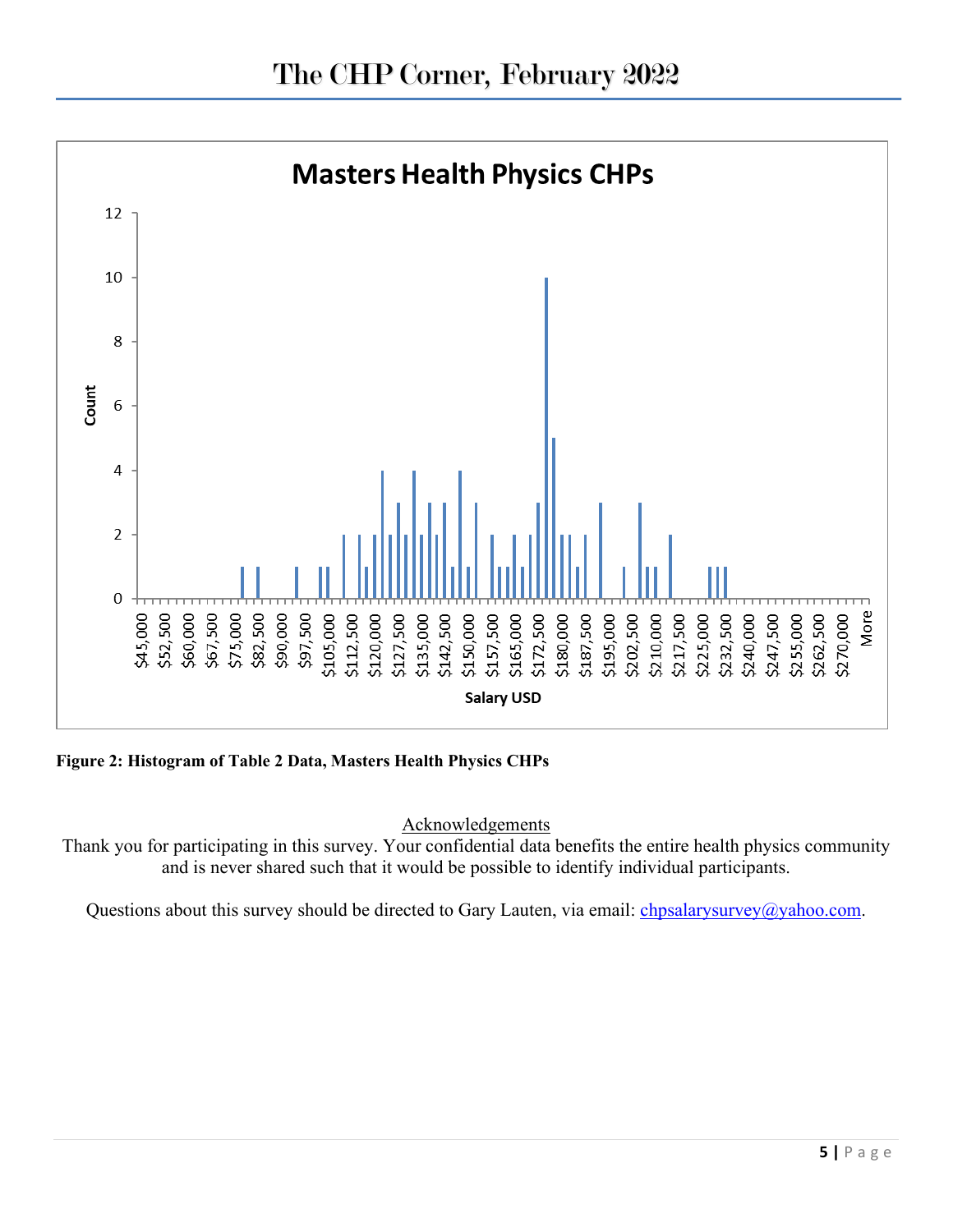Masters Health Physics CHPs

Count

12
10
8
6
4
2
0

$45,000
$52,500
$60,000
$67,500
$75,000
$82,500
$90,000
$97,500
$105,000
$112,500
$120,000
$127,500
$135,000
$142,500
$150,000
$157,500
$165,000
$172,500
$180,000
$187,500
$195,000
$202,500
$210,000
$217,500
$225,000
$232,500
$240,000
$247,500
$255,000
$262,500
$270,000
More

Salary USD

**Figure 2: Histogram of Table 2 Data, Masters Health Physics CHPs**

<u>Acknowledgements</u>

Thank you for participating in this survey. Your confidential data benefits the entire health physics community and is never shared such that it would be possible to identify individual participants.

Questions about this survey should be directed to Gary Lauten, via email: chpsalarysurvey@yahoo.com.